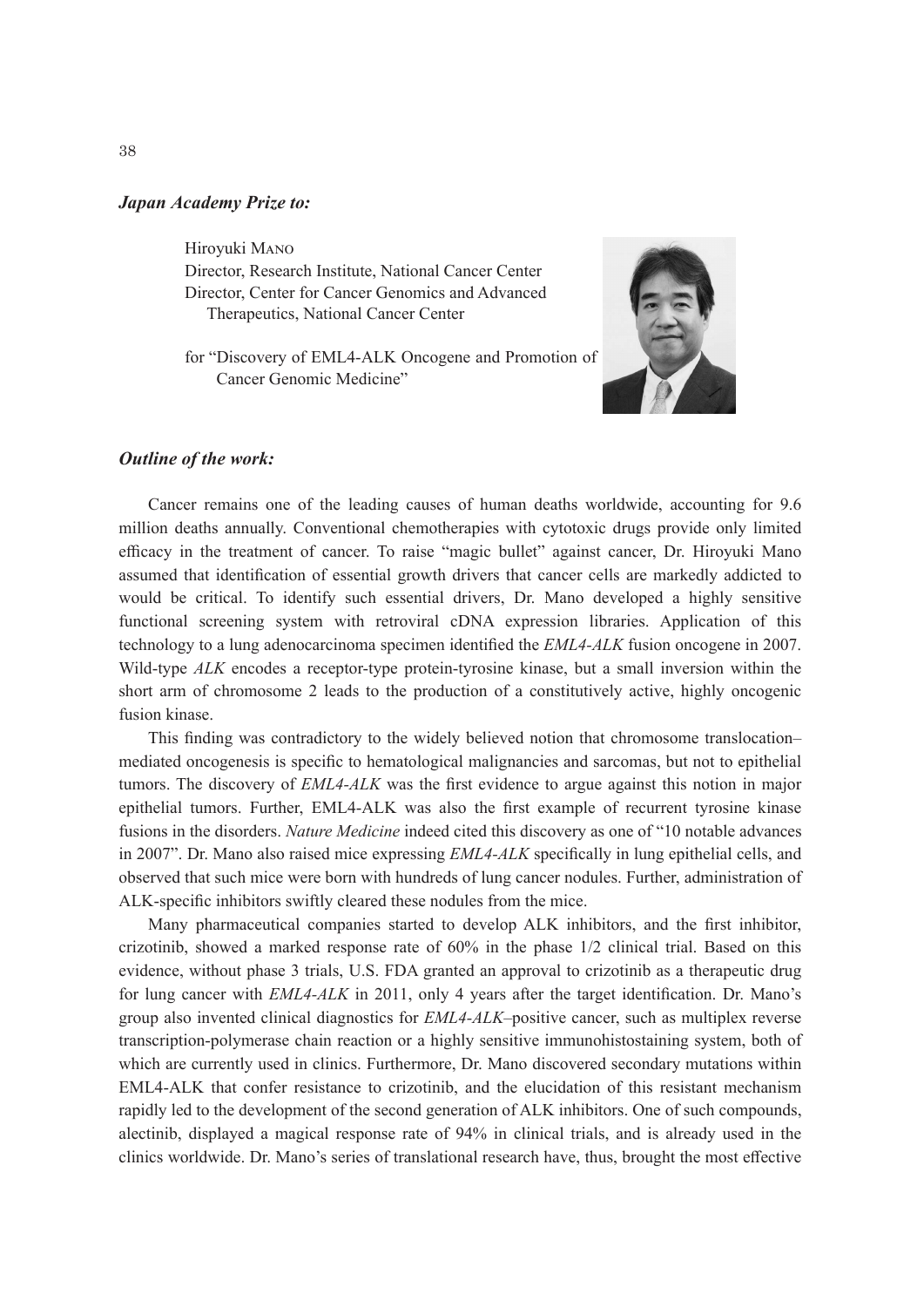***Japan Academy Prize to:***

Hiroyuki Mano
Director, Research Institute, National Cancer Center
Director, Center for Cancer Genomics and Advanced Therapeutics, National Cancer Center

for "Discovery of EML4-ALK Oncogene and Promotion of Cancer Genomic Medicine"

***Outline of the work:***

Cancer remains one of the leading causes of human deaths worldwide, accounting for 9.6 million deaths annually. Conventional chemotherapies with cytotoxic drugs provide only limited efficacy in the treatment of cancer. To raise "magic bullet" against cancer, Dr. Hiroyuki Mano assumed that identification of essential growth drivers that cancer cells are markedly addicted to would be critical. To identify such essential drivers, Dr. Mano developed a highly sensitive functional screening system with retroviral cDNA expression libraries. Application of this technology to a lung adenocarcinoma specimen identified the *EML4-ALK* fusion oncogene in 2007. Wild-type *ALK* encodes a receptor-type protein-tyrosine kinase, but a small inversion within the short arm of chromosome 2 leads to the production of a constitutively active, highly oncogenic fusion kinase.

This finding was contradictory to the widely believed notion that chromosome translocation–mediated oncogenesis is specific to hematological malignancies and sarcomas, but not to epithelial tumors. The discovery of *EML4-ALK* was the first evidence to argue against this notion in major epithelial tumors. Further, EML4-ALK was also the first example of recurrent tyrosine kinase fusions in the disorders. *Nature Medicine* indeed cited this discovery as one of "10 notable advances in 2007". Dr. Mano also raised mice expressing *EML4-ALK* specifically in lung epithelial cells, and observed that such mice were born with hundreds of lung cancer nodules. Further, administration of ALK-specific inhibitors swiftly cleared these nodules from the mice.

Many pharmaceutical companies started to develop ALK inhibitors, and the first inhibitor, crizotinib, showed a marked response rate of 60% in the phase 1/2 clinical trial. Based on this evidence, without phase 3 trials, U.S. FDA granted an approval to crizotinib as a therapeutic drug for lung cancer with *EML4-ALK* in 2011, only 4 years after the target identification. Dr. Mano's group also invented clinical diagnostics for *EML4-ALK*–positive cancer, such as multiplex reverse transcription-polymerase chain reaction or a highly sensitive immunohistostaining system, both of which are currently used in clinics. Furthermore, Dr. Mano discovered secondary mutations within EML4-ALK that confer resistance to crizotinib, and the elucidation of this resistant mechanism rapidly led to the development of the second generation of ALK inhibitors. One of such compounds, alectinib, displayed a magical response rate of 94% in clinical trials, and is already used in the clinics worldwide. Dr. Mano's series of translational research have, thus, brought the most effective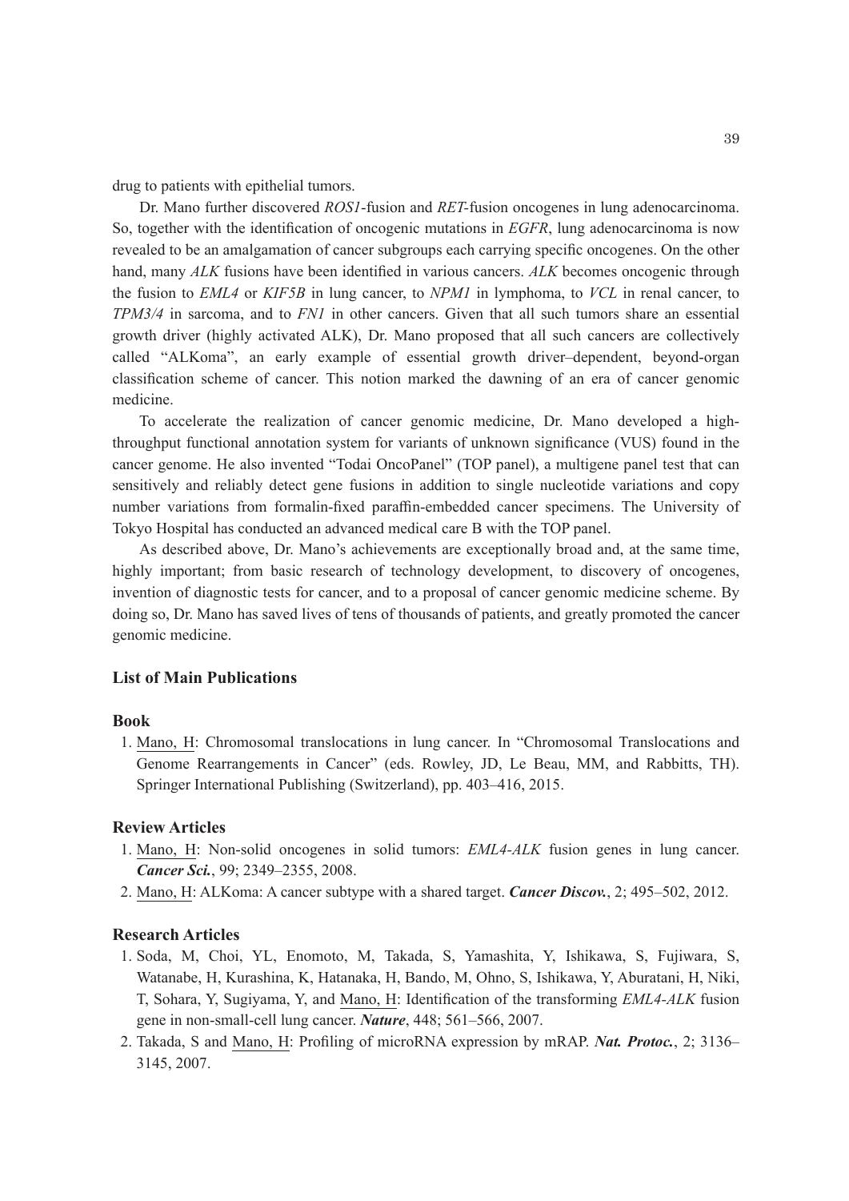drug to patients with epithelial tumors.

Dr. Mano further discovered *ROS1*-fusion and *RET*-fusion oncogenes in lung adenocarcinoma. So, together with the identification of oncogenic mutations in *EGFR*, lung adenocarcinoma is now revealed to be an amalgamation of cancer subgroups each carrying specific oncogenes. On the other hand, many *ALK* fusions have been identified in various cancers. *ALK* becomes oncogenic through the fusion to *EML4* or *KIF5B* in lung cancer, to *NPM1* in lymphoma, to *VCL* in renal cancer, to *TPM3/4* in sarcoma, and to *FN1* in other cancers. Given that all such tumors share an essential growth driver (highly activated ALK), Dr. Mano proposed that all such cancers are collectively called "ALKoma", an early example of essential growth driver–dependent, beyond-organ classification scheme of cancer. This notion marked the dawning of an era of cancer genomic medicine.

To accelerate the realization of cancer genomic medicine, Dr. Mano developed a high-throughput functional annotation system for variants of unknown significance (VUS) found in the cancer genome. He also invented "Todai OncoPanel" (TOP panel), a multigene panel test that can sensitively and reliably detect gene fusions in addition to single nucleotide variations and copy number variations from formalin-fixed paraffin-embedded cancer specimens. The University of Tokyo Hospital has conducted an advanced medical care B with the TOP panel.

As described above, Dr. Mano's achievements are exceptionally broad and, at the same time, highly important; from basic research of technology development, to discovery of oncogenes, invention of diagnostic tests for cancer, and to a proposal of cancer genomic medicine scheme. By doing so, Dr. Mano has saved lives of tens of thousands of patients, and greatly promoted the cancer genomic medicine.

## List of Main Publications

### Book

1. Mano, H: Chromosomal translocations in lung cancer. In "Chromosomal Translocations and Genome Rearrangements in Cancer" (eds. Rowley, JD, Le Beau, MM, and Rabbitts, TH). Springer International Publishing (Switzerland), pp. 403–416, 2015.

### Review Articles

1. Mano, H: Non-solid oncogenes in solid tumors: *EML4-ALK* fusion genes in lung cancer. ***Cancer Sci.***, 99; 2349–2355, 2008.
2. Mano, H: ALKoma: A cancer subtype with a shared target. ***Cancer Discov.***, 2; 495–502, 2012.

### Research Articles

1. Soda, M, Choi, YL, Enomoto, M, Takada, S, Yamashita, Y, Ishikawa, S, Fujiwara, S, Watanabe, H, Kurashina, K, Hatanaka, H, Bando, M, Ohno, S, Ishikawa, Y, Aburatani, H, Niki, T, Sohara, Y, Sugiyama, Y, and Mano, H: Identification of the transforming *EML4-ALK* fusion gene in non-small-cell lung cancer. ***Nature***, 448; 561–566, 2007.
2. Takada, S and Mano, H: Profiling of microRNA expression by mRAP. ***Nat. Protoc.***, 2; 3136–3145, 2007.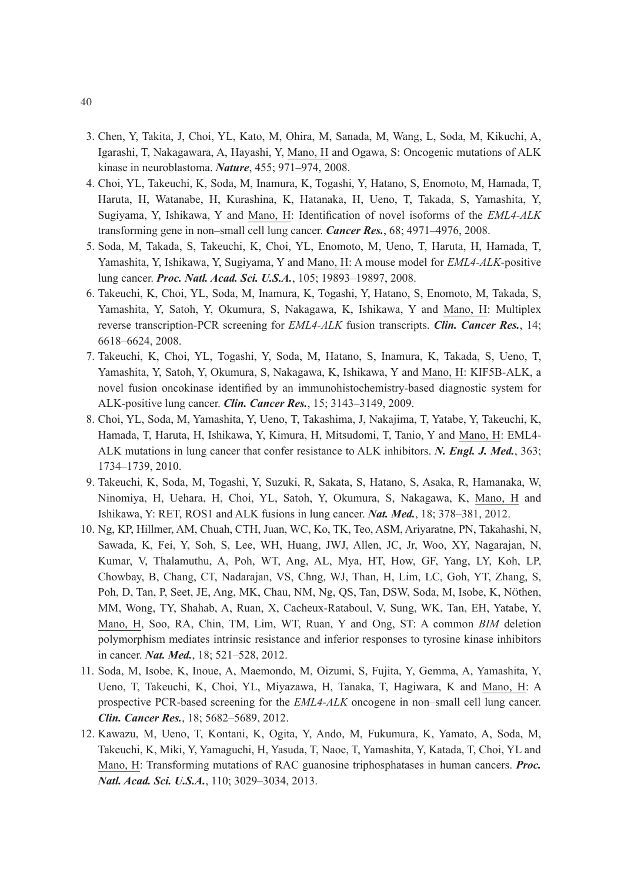3. Chen, Y, Takita, J, Choi, YL, Kato, M, Ohira, M, Sanada, M, Wang, L, Soda, M, Kikuchi, A, Igarashi, T, Nakagawara, A, Hayashi, Y, Mano, H and Ogawa, S: Oncogenic mutations of ALK kinase in neuroblastoma. ***Nature***, 455; 971–974, 2008.
4. Choi, YL, Takeuchi, K, Soda, M, Inamura, K, Togashi, Y, Hatano, S, Enomoto, M, Hamada, T, Haruta, H, Watanabe, H, Kurashina, K, Hatanaka, H, Ueno, T, Takada, S, Yamashita, Y, Sugiyama, Y, Ishikawa, Y and Mano, H: Identification of novel isoforms of the *EML4-ALK* transforming gene in non–small cell lung cancer. ***Cancer Res.***, 68; 4971–4976, 2008.
5. Soda, M, Takada, S, Takeuchi, K, Choi, YL, Enomoto, M, Ueno, T, Haruta, H, Hamada, T, Yamashita, Y, Ishikawa, Y, Sugiyama, Y and Mano, H: A mouse model for *EML4-ALK*-positive lung cancer. ***Proc. Natl. Acad. Sci. U.S.A.***, 105; 19893–19897, 2008.
6. Takeuchi, K, Choi, YL, Soda, M, Inamura, K, Togashi, Y, Hatano, S, Enomoto, M, Takada, S, Yamashita, Y, Satoh, Y, Okumura, S, Nakagawa, K, Ishikawa, Y and Mano, H: Multiplex reverse transcription-PCR screening for *EML4-ALK* fusion transcripts. ***Clin. Cancer Res.***, 14; 6618–6624, 2008.
7. Takeuchi, K, Choi, YL, Togashi, Y, Soda, M, Hatano, S, Inamura, K, Takada, S, Ueno, T, Yamashita, Y, Satoh, Y, Okumura, S, Nakagawa, K, Ishikawa, Y and Mano, H: KIF5B-ALK, a novel fusion oncokinase identified by an immunohistochemistry-based diagnostic system for ALK-positive lung cancer. ***Clin. Cancer Res.***, 15; 3143–3149, 2009.
8. Choi, YL, Soda, M, Yamashita, Y, Ueno, T, Takashima, J, Nakajima, T, Yatabe, Y, Takeuchi, K, Hamada, T, Haruta, H, Ishikawa, Y, Kimura, H, Mitsudomi, T, Tanio, Y and Mano, H: EML4-ALK mutations in lung cancer that confer resistance to ALK inhibitors. ***N. Engl. J. Med.***, 363; 1734–1739, 2010.
9. Takeuchi, K, Soda, M, Togashi, Y, Suzuki, R, Sakata, S, Hatano, S, Asaka, R, Hamanaka, W, Ninomiya, H, Uehara, H, Choi, YL, Satoh, Y, Okumura, S, Nakagawa, K, Mano, H and Ishikawa, Y: RET, ROS1 and ALK fusions in lung cancer. ***Nat. Med.***, 18; 378–381, 2012.
10. Ng, KP, Hillmer, AM, Chuah, CTH, Juan, WC, Ko, TK, Teo, ASM, Ariyaratne, PN, Takahashi, N, Sawada, K, Fei, Y, Soh, S, Lee, WH, Huang, JWJ, Allen, JC, Jr, Woo, XY, Nagarajan, N, Kumar, V, Thalamuthu, A, Poh, WT, Ang, AL, Mya, HT, How, GF, Yang, LY, Koh, LP, Chowbay, B, Chang, CT, Nadarajan, VS, Chng, WJ, Than, H, Lim, LC, Goh, YT, Zhang, S, Poh, D, Tan, P, Seet, JE, Ang, MK, Chau, NM, Ng, QS, Tan, DSW, Soda, M, Isobe, K, Nöthen, MM, Wong, TY, Shahab, A, Ruan, X, Cacheux-Rataboul, V, Sung, WK, Tan, EH, Yatabe, Y, Mano, H, Soo, RA, Chin, TM, Lim, WT, Ruan, Y and Ong, ST: A common *BIM* deletion polymorphism mediates intrinsic resistance and inferior responses to tyrosine kinase inhibitors in cancer. ***Nat. Med.***, 18; 521–528, 2012.
11. Soda, M, Isobe, K, Inoue, A, Maemondo, M, Oizumi, S, Fujita, Y, Gemma, A, Yamashita, Y, Ueno, T, Takeuchi, K, Choi, YL, Miyazawa, H, Tanaka, T, Hagiwara, K and Mano, H: A prospective PCR-based screening for the *EML4-ALK* oncogene in non–small cell lung cancer. ***Clin. Cancer Res.***, 18; 5682–5689, 2012.
12. Kawazu, M, Ueno, T, Kontani, K, Ogita, Y, Ando, M, Fukumura, K, Yamato, A, Soda, M, Takeuchi, K, Miki, Y, Yamaguchi, H, Yasuda, T, Naoe, T, Yamashita, Y, Katada, T, Choi, YL and Mano, H: Transforming mutations of RAC guanosine triphosphatases in human cancers. ***Proc. Natl. Acad. Sci. U.S.A.***, 110; 3029–3034, 2013.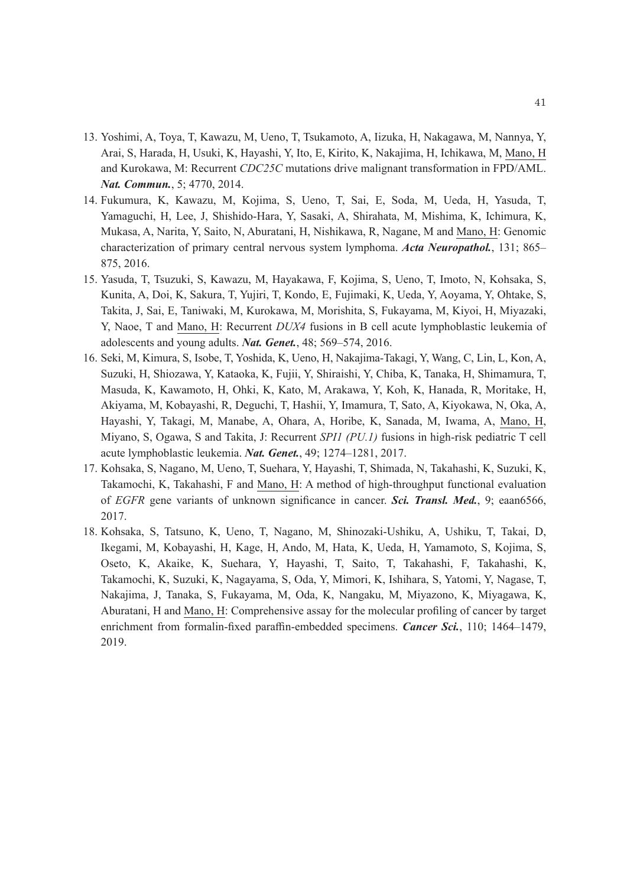13. Yoshimi, A, Toya, T, Kawazu, M, Ueno, T, Tsukamoto, A, Iizuka, H, Nakagawa, M, Nannya, Y, Arai, S, Harada, H, Usuki, K, Hayashi, Y, Ito, E, Kirito, K, Nakajima, H, Ichikawa, M, Mano, H and Kurokawa, M: Recurrent *CDC25C* mutations drive malignant transformation in FPD/AML. ***Nat. Commun.***, 5; 4770, 2014.
14. Fukumura, K, Kawazu, M, Kojima, S, Ueno, T, Sai, E, Soda, M, Ueda, H, Yasuda, T, Yamaguchi, H, Lee, J, Shishido-Hara, Y, Sasaki, A, Shirahata, M, Mishima, K, Ichimura, K, Mukasa, A, Narita, Y, Saito, N, Aburatani, H, Nishikawa, R, Nagane, M and Mano, H: Genomic characterization of primary central nervous system lymphoma. ***Acta Neuropathol.***, 131; 865–875, 2016.
15. Yasuda, T, Tsuzuki, S, Kawazu, M, Hayakawa, F, Kojima, S, Ueno, T, Imoto, N, Kohsaka, S, Kunita, A, Doi, K, Sakura, T, Yujiri, T, Kondo, E, Fujimaki, K, Ueda, Y, Aoyama, Y, Ohtake, S, Takita, J, Sai, E, Taniwaki, M, Kurokawa, M, Morishita, S, Fukayama, M, Kiyoi, H, Miyazaki, Y, Naoe, T and Mano, H: Recurrent *DUX4* fusions in B cell acute lymphoblastic leukemia of adolescents and young adults. ***Nat. Genet.***, 48; 569–574, 2016.
16. Seki, M, Kimura, S, Isobe, T, Yoshida, K, Ueno, H, Nakajima-Takagi, Y, Wang, C, Lin, L, Kon, A, Suzuki, H, Shiozawa, Y, Kataoka, K, Fujii, Y, Shiraishi, Y, Chiba, K, Tanaka, H, Shimamura, T, Masuda, K, Kawamoto, H, Ohki, K, Kato, M, Arakawa, Y, Koh, K, Hanada, R, Moritake, H, Akiyama, M, Kobayashi, R, Deguchi, T, Hashii, Y, Imamura, T, Sato, A, Kiyokawa, N, Oka, A, Hayashi, Y, Takagi, M, Manabe, A, Ohara, A, Horibe, K, Sanada, M, Iwama, A, Mano, H, Miyano, S, Ogawa, S and Takita, J: Recurrent *SPI1 (PU.1)* fusions in high-risk pediatric T cell acute lymphoblastic leukemia. ***Nat. Genet.***, 49; 1274–1281, 2017.
17. Kohsaka, S, Nagano, M, Ueno, T, Suehara, Y, Hayashi, T, Shimada, N, Takahashi, K, Suzuki, K, Takamochi, K, Takahashi, F and Mano, H: A method of high-throughput functional evaluation of *EGFR* gene variants of unknown significance in cancer. ***Sci. Transl. Med.***, 9; eaan6566, 2017.
18. Kohsaka, S, Tatsuno, K, Ueno, T, Nagano, M, Shinozaki-Ushiku, A, Ushiku, T, Takai, D, Ikegami, M, Kobayashi, H, Kage, H, Ando, M, Hata, K, Ueda, H, Yamamoto, S, Kojima, S, Oseto, K, Akaike, K, Suehara, Y, Hayashi, T, Saito, T, Takahashi, F, Takahashi, K, Takamochi, K, Suzuki, K, Nagayama, S, Oda, Y, Mimori, K, Ishihara, S, Yatomi, Y, Nagase, T, Nakajima, J, Tanaka, S, Fukayama, M, Oda, K, Nangaku, M, Miyazono, K, Miyagawa, K, Aburatani, H and Mano, H: Comprehensive assay for the molecular profiling of cancer by target enrichment from formalin-fixed paraffin-embedded specimens. ***Cancer Sci.***, 110; 1464–1479, 2019.